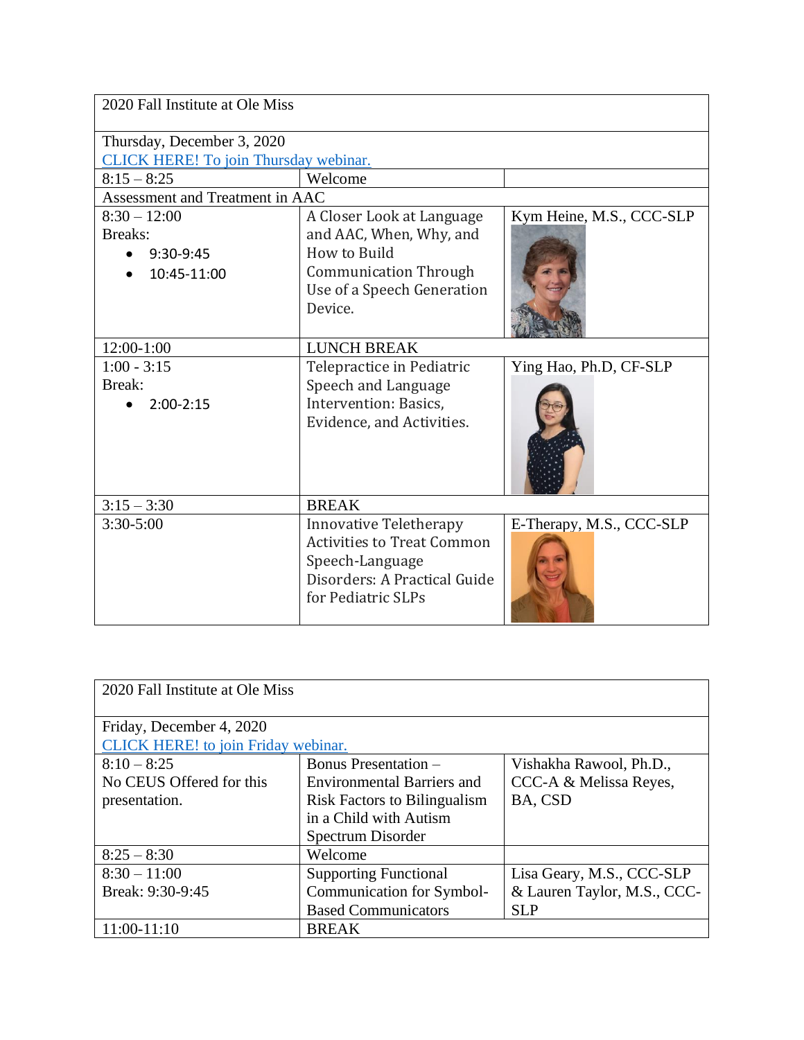| 2020 Fall Institute at Ole Miss | | |
|---|---|---|
| Thursday, December 3, 2020<br>CLICK HERE! To join Thursday webinar. | | |
| 8:15 – 8:25 | Welcome | |
| Assessment and Treatment in AAC | | |
| 8:30 – 12:00<br>Breaks:<br>• 9:30-9:45<br>• 10:45-11:00 | A Closer Look at Language and AAC, When, Why, and How to Build Communication Through Use of a Speech Generation Device. | Kym Heine, M.S., CCC-SLP |
| 12:00-1:00 | LUNCH BREAK | |
| 1:00 - 3:15<br>Break:<br>• 2:00-2:15 | Telepractice in Pediatric Speech and Language Intervention: Basics, Evidence, and Activities. | Ying Hao, Ph.D, CF-SLP |
| 3:15 – 3:30 | BREAK | |
| 3:30-5:00 | Innovative Teletherapy Activities to Treat Common Speech-Language Disorders: A Practical Guide for Pediatric SLPs | E-Therapy, M.S., CCC-SLP |

| 2020 Fall Institute at Ole Miss | | |
|---|---|---|
| Friday, December 4, 2020<br>CLICK HERE! to join Friday webinar. | | |
| 8:10 – 8:25<br>No CEUS Offered for this presentation. | Bonus Presentation – Environmental Barriers and Risk Factors to Bilingualism in a Child with Autism Spectrum Disorder | Vishakha Rawool, Ph.D., CCC-A & Melissa Reyes, BA, CSD |
| 8:25 – 8:30 | Welcome | |
| 8:30 – 11:00<br>Break: 9:30-9:45 | Supporting Functional Communication for Symbol-Based Communicators | Lisa Geary, M.S., CCC-SLP & Lauren Taylor, M.S., CCC-SLP |
| 11:00-11:10 | BREAK | |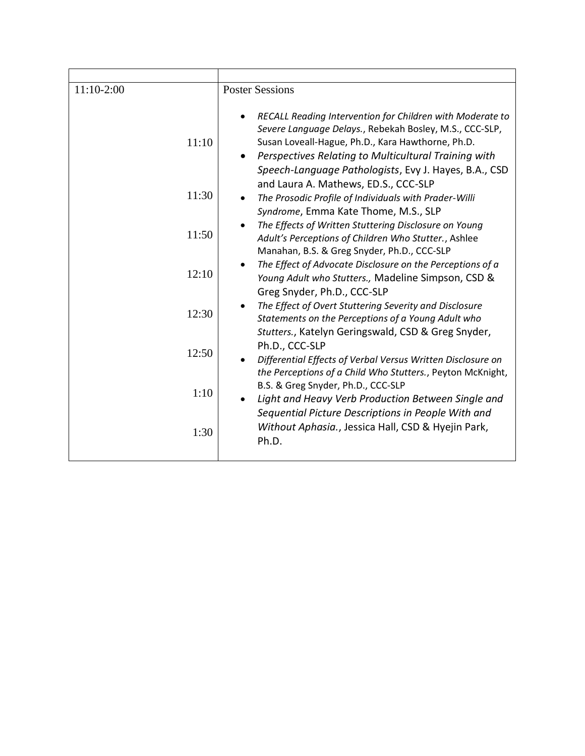| | |
|---|---|
| 11:10-2:00<br><br>11:10<br><br>11:30<br><br>11:50<br><br>12:10<br><br>12:30<br><br>12:50<br><br>1:10<br><br>1:30 | Poster Sessions<br><br>• *RECALL Reading Intervention for Children with Moderate to Severe Language Delays.*, Rebekah Bosley, M.S., CCC-SLP, Susan Loveall-Hague, Ph.D., Kara Hawthorne, Ph.D.<br>• *Perspectives Relating to Multicultural Training with Speech-Language Pathologists*, Evy J. Hayes, B.A., CSD and Laura A. Mathews, ED.S., CCC-SLP<br>• *The Prosodic Profile of Individuals with Prader-Willi Syndrome*, Emma Kate Thome, M.S., SLP<br>• *The Effects of Written Stuttering Disclosure on Young Adult's Perceptions of Children Who Stutter.*, Ashlee Manahan, B.S. & Greg Snyder, Ph.D., CCC-SLP<br>• *The Effect of Advocate Disclosure on the Perceptions of a Young Adult who Stutters.,* Madeline Simpson, CSD & Greg Snyder, Ph.D., CCC-SLP<br>• *The Effect of Overt Stuttering Severity and Disclosure Statements on the Perceptions of a Young Adult who Stutters.*, Katelyn Geringswald, CSD & Greg Snyder, Ph.D., CCC-SLP<br>• *Differential Effects of Verbal Versus Written Disclosure on the Perceptions of a Child Who Stutters.*, Peyton McKnight, B.S. & Greg Snyder, Ph.D., CCC-SLP<br>• *Light and Heavy Verb Production Between Single and Sequential Picture Descriptions in People With and Without Aphasia.*, Jessica Hall, CSD & Hyejin Park, Ph.D. |